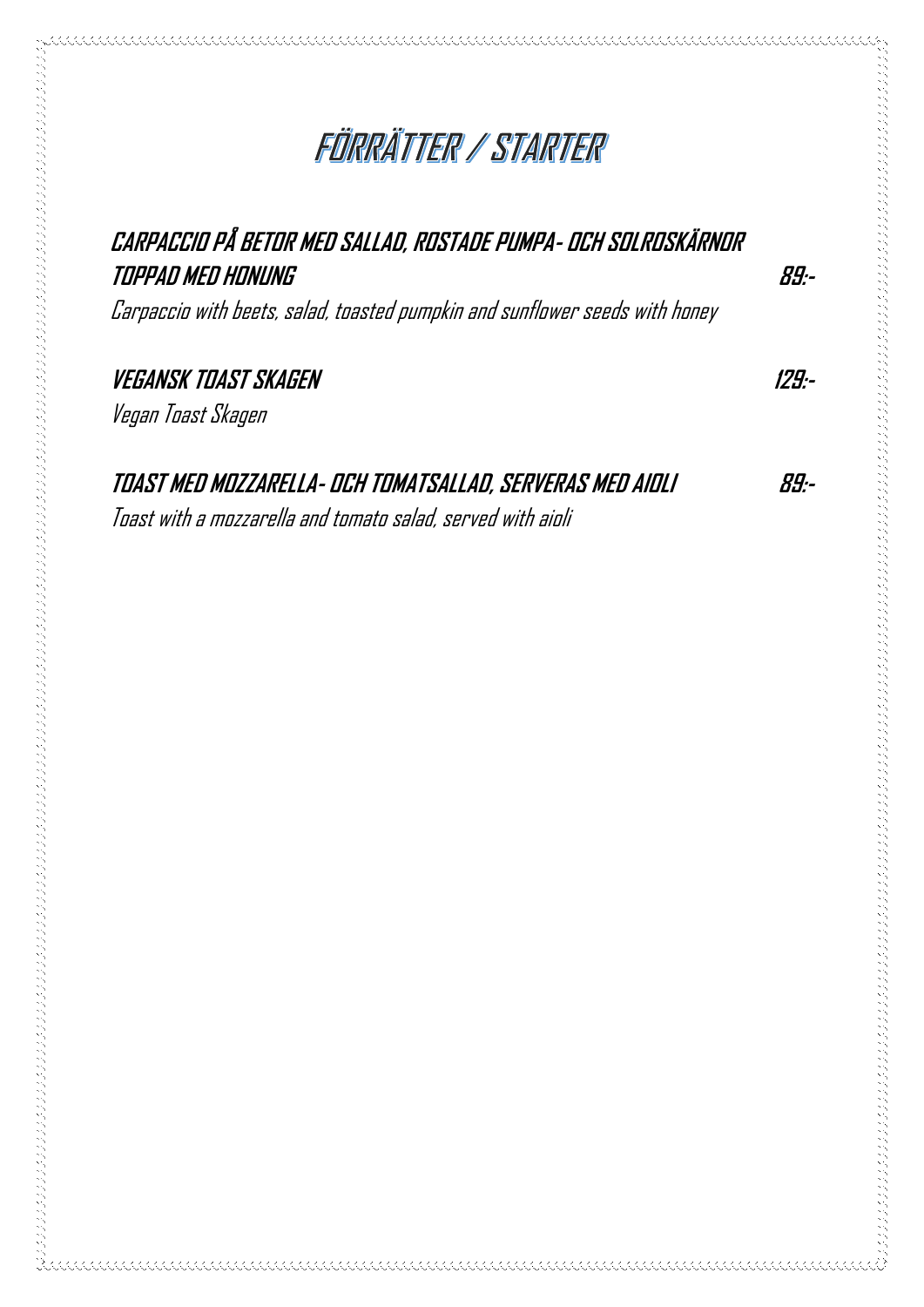# FÖRRÄTTER / STARTER

**CARPACCIO PÅ BETOR MED SALLAD, ROSTADE PUMPA- OCH SOLROSKÄRNOR TOPPAD MED HONUNG** **89:-**

*Carpaccio with beets, salad, toasted pumpkin and sunflower seeds with honey*

**VEGANSK TOAST SKAGEN** **129:-**

*Vegan Toast Skagen*

**TOAST MED MOZZARELLA- OCH TOMATSALLAD, SERVERAS MED AIOLI** **89:-**

*Toast with a mozzarella and tomato salad, served with aioli*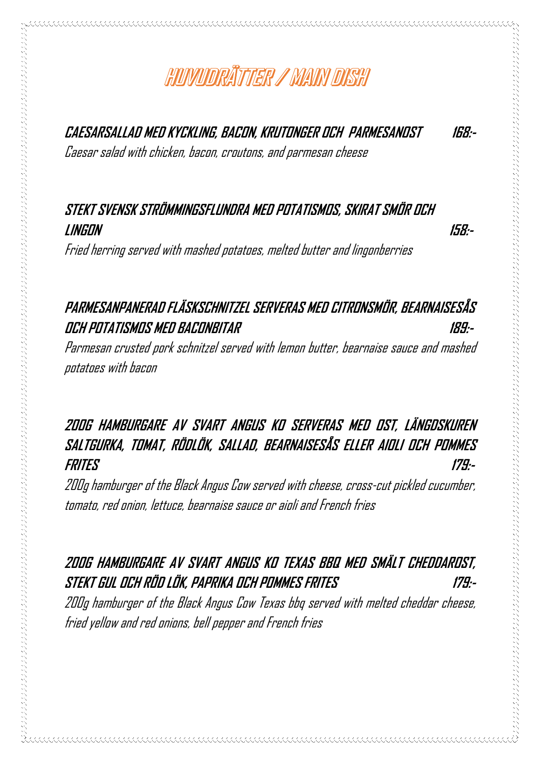# HUVUDRÄTTER / MAIN DISH

**CAESARSALLAD MED KYCKLING, BACON, KRUTONGER OCH PARMESANOST 168:-**

*Caesar salad with chicken, bacon, croutons, and parmesan cheese*

**STEKT SVENSK STRÖMMINGSFLUNDRA MED POTATISMOS, SKIRAT SMÖR OCH LINGON 158:-**

*Fried herring served with mashed potatoes, melted butter and lingonberries*

**PARMESANPANERAD FLÄSKSCHNITZEL SERVERAS MED CITRONSMÖR, BEARNAISESÅS OCH POTATISMOS MED BACONBITAR 189:-**

*Parmesan crusted pork schnitzel served with lemon butter, bearnaise sauce and mashed potatoes with bacon*

**200G HAMBURGARE AV SVART ANGUS KO SERVERAS MED OST, LÄNGDSKUREN SALTGURKA, TOMAT, RÖDLÖK, SALLAD, BEARNAISESÅS ELLER AIOLI OCH POMMES FRITES 179:-**

*200g hamburger of the Black Angus Cow served with cheese, cross-cut pickled cucumber, tomato, red onion, lettuce, bearnaise sauce or aioli and French fries*

**200G HAMBURGARE AV SVART ANGUS KO TEXAS BBQ MED SMÄLT CHEDDAROST, STEKT GUL OCH RÖD LÖK, PAPRIKA OCH POMMES FRITES 179:-**

*200g hamburger of the Black Angus Cow Texas bbq served with melted cheddar cheese, fried yellow and red onions, bell pepper and French fries*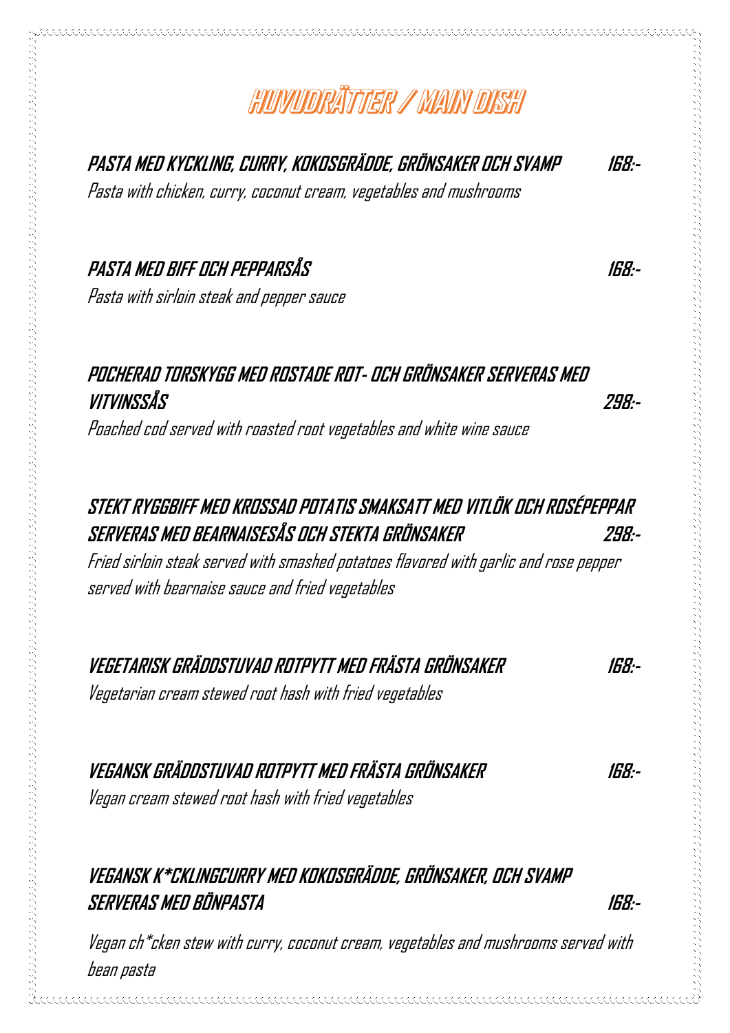# HUVUDRÄTTER / MAIN DISH

**PASTA MED KYCKLING, CURRY, KOKOSGRÄDDE, GRÖNSAKER OCH SVAMP** **168:-**
*Pasta with chicken, curry, coconut cream, vegetables and mushrooms*

**PASTA MED BIFF OCH PEPPARSÅS** **168:-**
*Pasta with sirloin steak and pepper sauce*

**POCHERAD TORSKYGG MED ROSTADE ROT- OCH GRÖNSAKER SERVERAS MED VITVINSSÅS** **298:-**
*Poached cod served with roasted root vegetables and white wine sauce*

**STEKT RYGGBIFF MED KROSSAD POTATIS SMAKSATT MED VITLÖK OCH ROSÉPEPPAR SERVERAS MED BEARNAISESÅS OCH STEKTA GRÖNSAKER** **298:-**
*Fried sirloin steak served with smashed potatoes flavored with garlic and rose pepper served with bearnaise sauce and fried vegetables*

**VEGETARISK GRÄDDSTUVAD ROTPYTT MED FRÄSTA GRÖNSAKER** **168:-**
*Vegetarian cream stewed root hash with fried vegetables*

**VEGANSK GRÄDDSTUVAD ROTPYTT MED FRÄSTA GRÖNSAKER** **168:-**
*Vegan cream stewed root hash with fried vegetables*

**VEGANSK K*CKLINGCURRY MED KOKOSGRÄDDE, GRÖNSAKER, OCH SVAMP SERVERAS MED BÖNPASTA** **168:-**
*Vegan ch*cken stew with curry, coconut cream, vegetables and mushrooms served with bean pasta*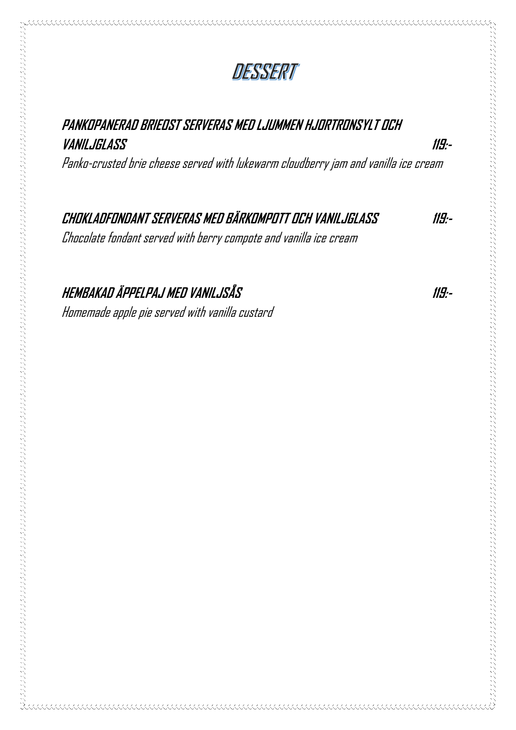# DESSERT

**PANKOPANERAD BRIEOST SERVERAS MED LJUMMEN HJORTRONSYLT OCH VANILJGLASS** **119:-**

*Panko-crusted brie cheese served with lukewarm cloudberry jam and vanilla ice cream*

**CHOKLADFONDANT SERVERAS MED BÄRKOMPOTT OCH VANILJGLASS** **119:-**

*Chocolate fondant served with berry compote and vanilla ice cream*

**HEMBAKAD ÄPPELPAJ MED VANILJSÅS** **119:-**

*Homemade apple pie served with vanilla custard*